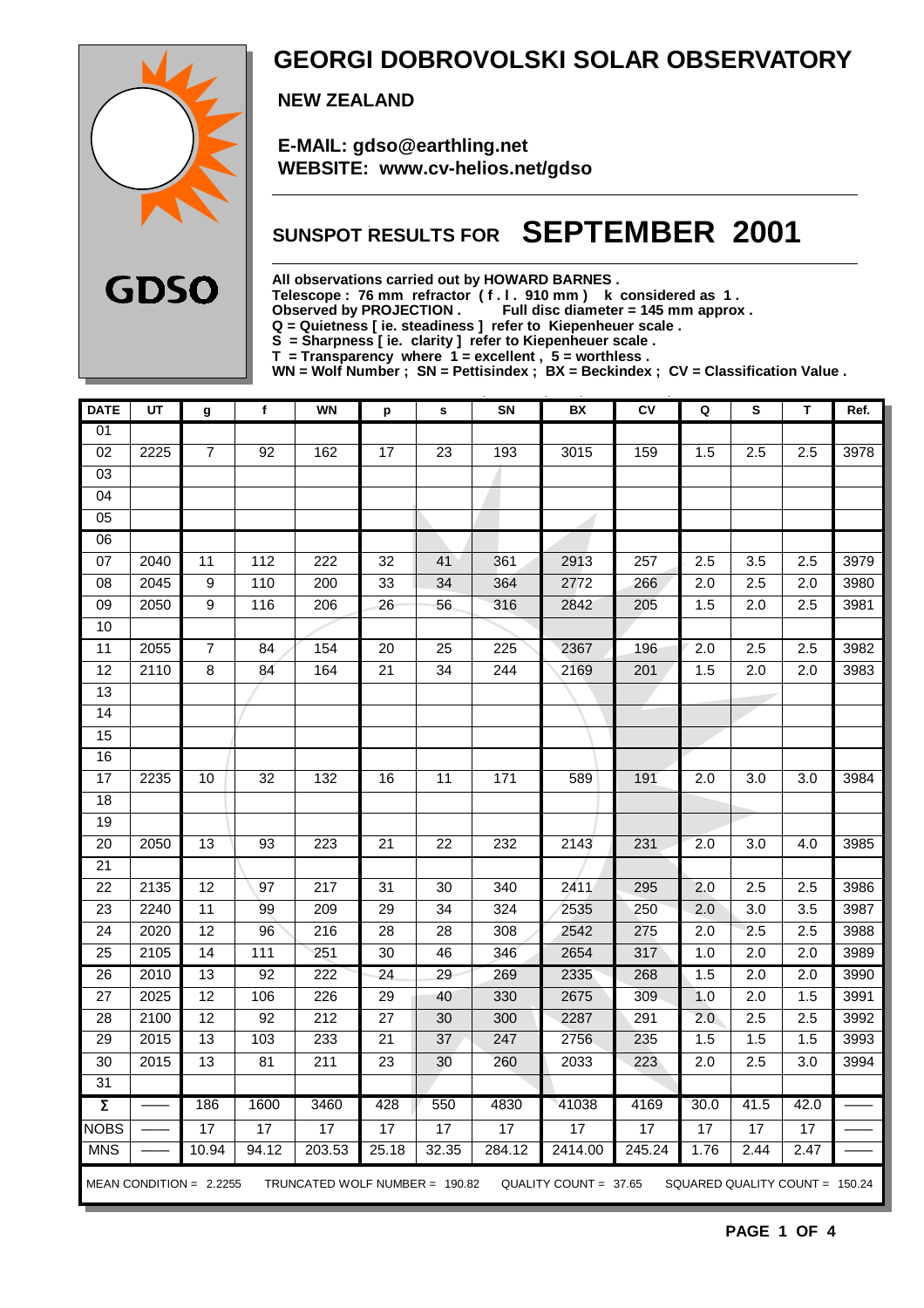GDSO

# GEORGI DOBROVOLSKI SOLAR OBSERVATORY

**NEW ZEALAND**

**E-MAIL: gdso@earthling.net**
**WEBSITE: www.cv-helios.net/gdso**

## SUNSPOT RESULTS FOR **SEPTEMBER 2001**

**All observations carried out by HOWARD BARNES .**
**Telescope : 76 mm refractor ( f . l . 910 mm ) k considered as 1 .**
**Observed by PROJECTION . Full disc diameter = 145 mm approx .**
**Q = Quietness [ ie. steadiness ] refer to Kiepenheuer scale .**
**S = Sharpness [ ie. clarity ] refer to Kiepenheuer scale .**
**T = Transparency where 1 = excellent , 5 = worthless .**
**WN = Wolf Number ; SN = Pettisindex ; BX = Beckindex ; CV = Classification Value .**

| DATE | UT | g | f | WN | p | s | SN | BX | CV | Q | S | T | Ref. |
|---|---|---|---|---|---|---|---|---|---|---|---|---|---|
| 01 | | | | | | | | | | | | | |
| 02 | 2225 | 7 | 92 | 162 | 17 | 23 | 193 | 3015 | 159 | 1.5 | 2.5 | 2.5 | 3978 |
| 03 | | | | | | | | | | | | | |
| 04 | | | | | | | | | | | | | |
| 05 | | | | | | | | | | | | | |
| 06 | | | | | | | | | | | | | |
| 07 | 2040 | 11 | 112 | 222 | 32 | 41 | 361 | 2913 | 257 | 2.5 | 3.5 | 2.5 | 3979 |
| 08 | 2045 | 9 | 110 | 200 | 33 | 34 | 364 | 2772 | 266 | 2.0 | 2.5 | 2.0 | 3980 |
| 09 | 2050 | 9 | 116 | 206 | 26 | 56 | 316 | 2842 | 205 | 1.5 | 2.0 | 2.5 | 3981 |
| 10 | | | | | | | | | | | | | |
| 11 | 2055 | 7 | 84 | 154 | 20 | 25 | 225 | 2367 | 196 | 2.0 | 2.5 | 2.5 | 3982 |
| 12 | 2110 | 8 | 84 | 164 | 21 | 34 | 244 | 2169 | 201 | 1.5 | 2.0 | 2.0 | 3983 |
| 13 | | | | | | | | | | | | | |
| 14 | | | | | | | | | | | | | |
| 15 | | | | | | | | | | | | | |
| 16 | | | | | | | | | | | | | |
| 17 | 2235 | 10 | 32 | 132 | 16 | 11 | 171 | 589 | 191 | 2.0 | 3.0 | 3.0 | 3984 |
| 18 | | | | | | | | | | | | | |
| 19 | | | | | | | | | | | | | |
| 20 | 2050 | 13 | 93 | 223 | 21 | 22 | 232 | 2143 | 231 | 2.0 | 3.0 | 4.0 | 3985 |
| 21 | | | | | | | | | | | | | |
| 22 | 2135 | 12 | 97 | 217 | 31 | 30 | 340 | 2411 | 295 | 2.0 | 2.5 | 2.5 | 3986 |
| 23 | 2240 | 11 | 99 | 209 | 29 | 34 | 324 | 2535 | 250 | 2.0 | 3.0 | 3.5 | 3987 |
| 24 | 2020 | 12 | 96 | 216 | 28 | 28 | 308 | 2542 | 275 | 2.0 | 2.5 | 2.5 | 3988 |
| 25 | 2105 | 14 | 111 | 251 | 30 | 46 | 346 | 2654 | 317 | 1.0 | 2.0 | 2.0 | 3989 |
| 26 | 2010 | 13 | 92 | 222 | 24 | 29 | 269 | 2335 | 268 | 1.5 | 2.0 | 2.0 | 3990 |
| 27 | 2025 | 12 | 106 | 226 | 29 | 40 | 330 | 2675 | 309 | 1.0 | 2.0 | 1.5 | 3991 |
| 28 | 2100 | 12 | 92 | 212 | 27 | 30 | 300 | 2287 | 291 | 2.0 | 2.5 | 2.5 | 3992 |
| 29 | 2015 | 13 | 103 | 233 | 21 | 37 | 247 | 2756 | 235 | 1.5 | 1.5 | 1.5 | 3993 |
| 30 | 2015 | 13 | 81 | 211 | 23 | 30 | 260 | 2033 | 223 | 2.0 | 2.5 | 3.0 | 3994 |
| 31 | | | | | | | | | | | | | |
| Σ | —— | 186 | 1600 | 3460 | 428 | 550 | 4830 | 41038 | 4169 | 30.0 | 41.5 | 42.0 | —— |
| NOBS | —— | 17 | 17 | 17 | 17 | 17 | 17 | 17 | 17 | 17 | 17 | 17 | —— |
| MNS | —— | 10.94 | 94.12 | 203.53 | 25.18 | 32.35 | 284.12 | 2414.00 | 245.24 | 1.76 | 2.44 | 2.47 | —— |

MEAN CONDITION = 2.2255 TRUNCATED WOLF NUMBER = 190.82 QUALITY COUNT = 37.65 SQUARED QUALITY COUNT = 150.24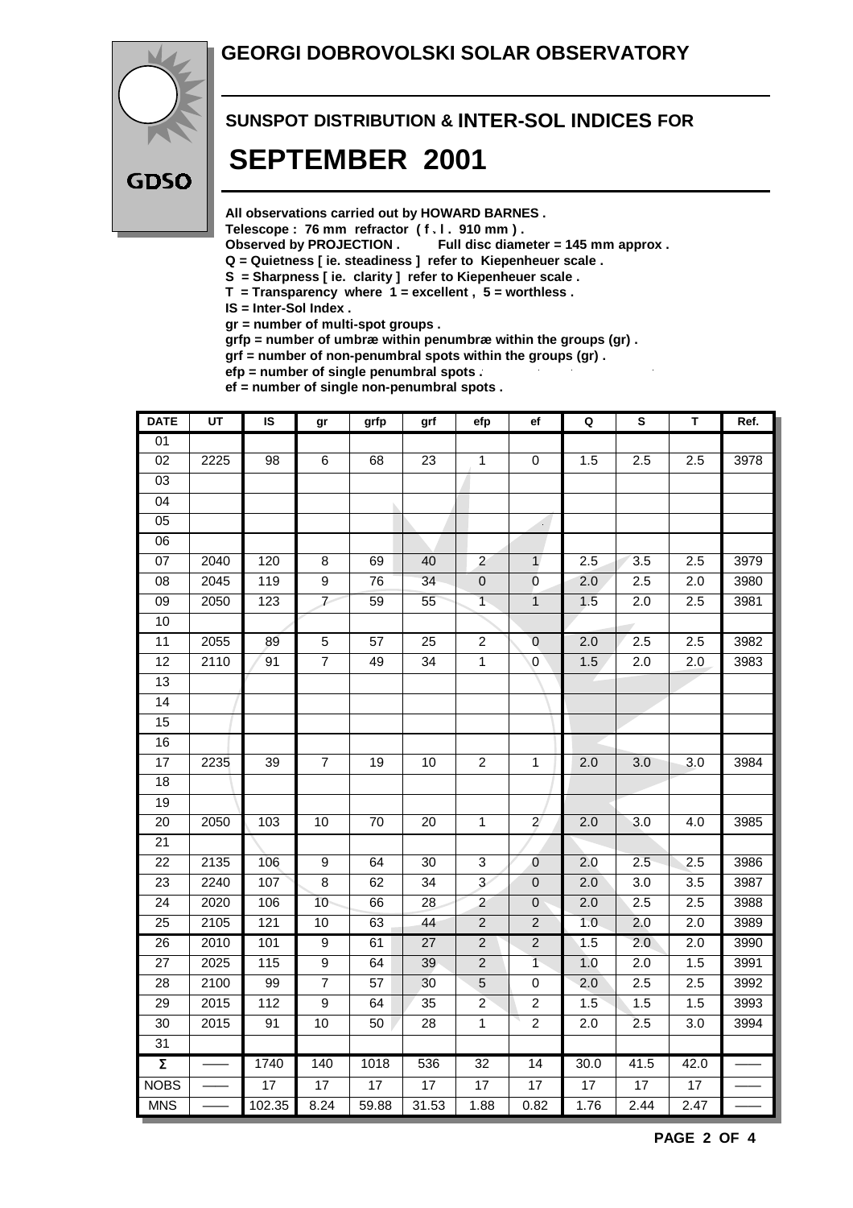# GEORGI DOBROVOLSKI SOLAR OBSERVATORY

GDSO

## SUNSPOT DISTRIBUTION & INTER-SOL INDICES FOR

# SEPTEMBER 2001

**All observations carried out by HOWARD BARNES .**
**Telescope : 76 mm refractor ( f . l . 910 mm ) .**
**Observed by PROJECTION . Full disc diameter = 145 mm approx .**
**Q = Quietness [ ie. steadiness ] refer to Kiepenheuer scale .**
**S = Sharpness [ ie. clarity ] refer to Kiepenheuer scale .**
**T = Transparency where 1 = excellent , 5 = worthless .**
**IS = Inter-Sol Index .**
**gr = number of multi-spot groups .**
**grfp = number of umbræ within penumbræ within the groups (gr) .**
**grf = number of non-penumbral spots within the groups (gr) .**
**efp = number of single penumbral spots .**
**ef = number of single non-penumbral spots .**

| DATE | UT | IS | gr | grfp | grf | efp | ef | Q | S | T | Ref. |
|---|---|---|---|---|---|---|---|---|---|---|---|
| 01 | | | | | | | | | | | |
| 02 | 2225 | 98 | 6 | 68 | 23 | 1 | 0 | 1.5 | 2.5 | 2.5 | 3978 |
| 03 | | | | | | | | | | | |
| 04 | | | | | | | | | | | |
| 05 | | | | | | | | | | | |
| 06 | | | | | | | | | | | |
| 07 | 2040 | 120 | 8 | 69 | 40 | 2 | 1 | 2.5 | 3.5 | 2.5 | 3979 |
| 08 | 2045 | 119 | 9 | 76 | 34 | 0 | 0 | 2.0 | 2.5 | 2.0 | 3980 |
| 09 | 2050 | 123 | 7 | 59 | 55 | 1 | 1 | 1.5 | 2.0 | 2.5 | 3981 |
| 10 | | | | | | | | | | | |
| 11 | 2055 | 89 | 5 | 57 | 25 | 2 | 0 | 2.0 | 2.5 | 2.5 | 3982 |
| 12 | 2110 | 91 | 7 | 49 | 34 | 1 | 0 | 1.5 | 2.0 | 2.0 | 3983 |
| 13 | | | | | | | | | | | |
| 14 | | | | | | | | | | | |
| 15 | | | | | | | | | | | |
| 16 | | | | | | | | | | | |
| 17 | 2235 | 39 | 7 | 19 | 10 | 2 | 1 | 2.0 | 3.0 | 3.0 | 3984 |
| 18 | | | | | | | | | | | |
| 19 | | | | | | | | | | | |
| 20 | 2050 | 103 | 10 | 70 | 20 | 1 | 2 | 2.0 | 3.0 | 4.0 | 3985 |
| 21 | | | | | | | | | | | |
| 22 | 2135 | 106 | 9 | 64 | 30 | 3 | 0 | 2.0 | 2.5 | 2.5 | 3986 |
| 23 | 2240 | 107 | 8 | 62 | 34 | 3 | 0 | 2.0 | 3.0 | 3.5 | 3987 |
| 24 | 2020 | 106 | 10 | 66 | 28 | 2 | 0 | 2.0 | 2.5 | 2.5 | 3988 |
| 25 | 2105 | 121 | 10 | 63 | 44 | 2 | 2 | 1.0 | 2.0 | 2.0 | 3989 |
| 26 | 2010 | 101 | 9 | 61 | 27 | 2 | 2 | 1.5 | 2.0 | 2.0 | 3990 |
| 27 | 2025 | 115 | 9 | 64 | 39 | 2 | 1 | 1.0 | 2.0 | 1.5 | 3991 |
| 28 | 2100 | 99 | 7 | 57 | 30 | 5 | 0 | 2.0 | 2.5 | 2.5 | 3992 |
| 29 | 2015 | 112 | 9 | 64 | 35 | 2 | 2 | 1.5 | 1.5 | 1.5 | 3993 |
| 30 | 2015 | 91 | 10 | 50 | 28 | 1 | 2 | 2.0 | 2.5 | 3.0 | 3994 |
| 31 | | | | | | | | | | | |
| Σ | —— | 1740 | 140 | 1018 | 536 | 32 | 14 | 30.0 | 41.5 | 42.0 | —— |
| NOBS | —— | 17 | 17 | 17 | 17 | 17 | 17 | 17 | 17 | 17 | —— |
| MNS | —— | 102.35 | 8.24 | 59.88 | 31.53 | 1.88 | 0.82 | 1.76 | 2.44 | 2.47 | —— |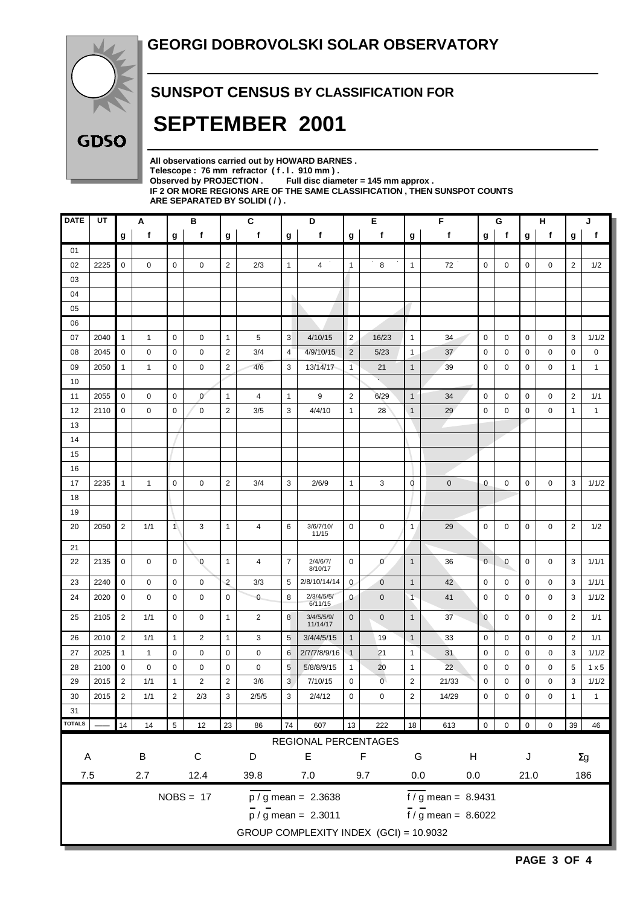# GEORGI DOBROVOLSKI SOLAR OBSERVATORY

GDSO

## SUNSPOT CENSUS BY CLASSIFICATION FOR

# SEPTEMBER 2001

**All observations carried out by HOWARD BARNES .**
**Telescope : 76 mm refractor ( f . l . 910 mm ) .**
**Observed by PROJECTION . Full disc diameter = 145 mm approx .**
**IF 2 OR MORE REGIONS ARE OF THE SAME CLASSIFICATION , THEN SUNSPOT COUNTS ARE SEPARATED BY SOLIDI ( / ) .**

| DATE | UT | A | | B | | C | | D | | E | | F | | G | | H | | J | |
|---|---|---|---|---|---|---|---|---|---|---|---|---|---|---|---|---|---|---|---|
| | | g | f | g | f | g | f | g | f | g | f | g | f | g | f | g | f | g | f |
| 01 | | | | | | | | | | | | | | | | | | | |
| 02 | 2225 | 0 | 0 | 0 | 0 | 2 | 2/3 | 1 | 4 | 1 | 8 | 1 | 72 | 0 | 0 | 0 | 0 | 2 | 1/2 |
| 03 | | | | | | | | | | | | | | | | | | | |
| 04 | | | | | | | | | | | | | | | | | | | |
| 05 | | | | | | | | | | | | | | | | | | | |
| 06 | | | | | | | | | | | | | | | | | | | |
| 07 | 2040 | 1 | 1 | 0 | 0 | 1 | 5 | 3 | 4/10/15 | 2 | 16/23 | 1 | 34 | 0 | 0 | 0 | 0 | 3 | 1/1/2 |
| 08 | 2045 | 0 | 0 | 0 | 0 | 2 | 3/4 | 4 | 4/9/10/15 | 2 | 5/23 | 1 | 37 | 0 | 0 | 0 | 0 | 0 | 0 |
| 09 | 2050 | 1 | 1 | 0 | 0 | 2 | 4/6 | 3 | 13/14/17 | 1 | 21 | 1 | 39 | 0 | 0 | 0 | 0 | 1 | 1 |
| 10 | | | | | | | | | | | | | | | | | | | |
| 11 | 2055 | 0 | 0 | 0 | 0 | 1 | 4 | 1 | 9 | 2 | 6/29 | 1 | 34 | 0 | 0 | 0 | 0 | 2 | 1/1 |
| 12 | 2110 | 0 | 0 | 0 | 0 | 2 | 3/5 | 3 | 4/4/10 | 1 | 28 | 1 | 29 | 0 | 0 | 0 | 0 | 1 | 1 |
| 13 | | | | | | | | | | | | | | | | | | | |
| 14 | | | | | | | | | | | | | | | | | | | |
| 15 | | | | | | | | | | | | | | | | | | | |
| 16 | | | | | | | | | | | | | | | | | | | |
| 17 | 2235 | 1 | 1 | 0 | 0 | 2 | 3/4 | 3 | 2/6/9 | 1 | 3 | 0 | 0 | 0 | 0 | 0 | 0 | 3 | 1/1/2 |
| 18 | | | | | | | | | | | | | | | | | | | |
| 19 | | | | | | | | | | | | | | | | | | | |
| 20 | 2050 | 2 | 1/1 | 1 | 3 | 1 | 4 | 6 | 3/6/7/10/11/15 | 0 | 0 | 1 | 29 | 0 | 0 | 0 | 0 | 2 | 1/2 |
| 21 | | | | | | | | | | | | | | | | | | | |
| 22 | 2135 | 0 | 0 | 0 | 0 | 1 | 4 | 7 | 2/4/6/7/8/10/17 | 0 | 0 | 1 | 36 | 0 | 0 | 0 | 0 | 3 | 1/1/1 |
| 23 | 2240 | 0 | 0 | 0 | 0 | 2 | 3/3 | 5 | 2/8/10/14/14 | 0 | 0 | 1 | 42 | 0 | 0 | 0 | 0 | 3 | 1/1/1 |
| 24 | 2020 | 0 | 0 | 0 | 0 | 0 | 0 | 8 | 2/3/4/5/5/6/11/15 | 0 | 0 | 1 | 41 | 0 | 0 | 0 | 0 | 3 | 1/1/2 |
| 25 | 2105 | 2 | 1/1 | 0 | 0 | 1 | 2 | 8 | 3/4/5/5/9/11/14/17 | 0 | 0 | 1 | 37 | 0 | 0 | 0 | 0 | 2 | 1/1 |
| 26 | 2010 | 2 | 1/1 | 1 | 2 | 1 | 3 | 5 | 3/4/4/5/15 | 1 | 19 | 1 | 33 | 0 | 0 | 0 | 0 | 2 | 1/1 |
| 27 | 2025 | 1 | 1 | 0 | 0 | 0 | 0 | 6 | 2/7/7/8/9/16 | 1 | 21 | 1 | 31 | 0 | 0 | 0 | 0 | 3 | 1/1/2 |
| 28 | 2100 | 0 | 0 | 0 | 0 | 0 | 0 | 5 | 5/8/8/9/15 | 1 | 20 | 1 | 22 | 0 | 0 | 0 | 0 | 5 | 1 x 5 |
| 29 | 2015 | 2 | 1/1 | 1 | 2 | 2 | 3/6 | 3 | 7/10/15 | 0 | 0 | 2 | 21/33 | 0 | 0 | 0 | 0 | 3 | 1/1/2 |
| 30 | 2015 | 2 | 1/1 | 2 | 2/3 | 3 | 2/5/5 | 3 | 2/4/12 | 0 | 0 | 2 | 14/29 | 0 | 0 | 0 | 0 | 1 | 1 |
| 31 | | | | | | | | | | | | | | | | | | | |
| TOTALS | ____ | 14 | 14 | 5 | 12 | 23 | 86 | 74 | 607 | 13 | 222 | 18 | 613 | 0 | 0 | 0 | 0 | 39 | 46 |

**REGIONAL PERCENTAGES**

| A | B | C | D | E | F | G | H | J | Σg |
|---|---|---|---|---|---|---|---|---|---|
| 7.5 | 2.7 | 12.4 | 39.8 | 7.0 | 9.7 | 0.0 | 0.0 | 21.0 | 186 |

NOBS = 17

$\overline{p / g}$ mean = 2.3638 $\overline{f / g}$ mean = 8.9431

$\bar{p} / \bar{g}$ mean = 2.3011 $\bar{f} / \bar{g}$ mean = 8.6022

GROUP COMPLEXITY INDEX (GCI) = 10.9032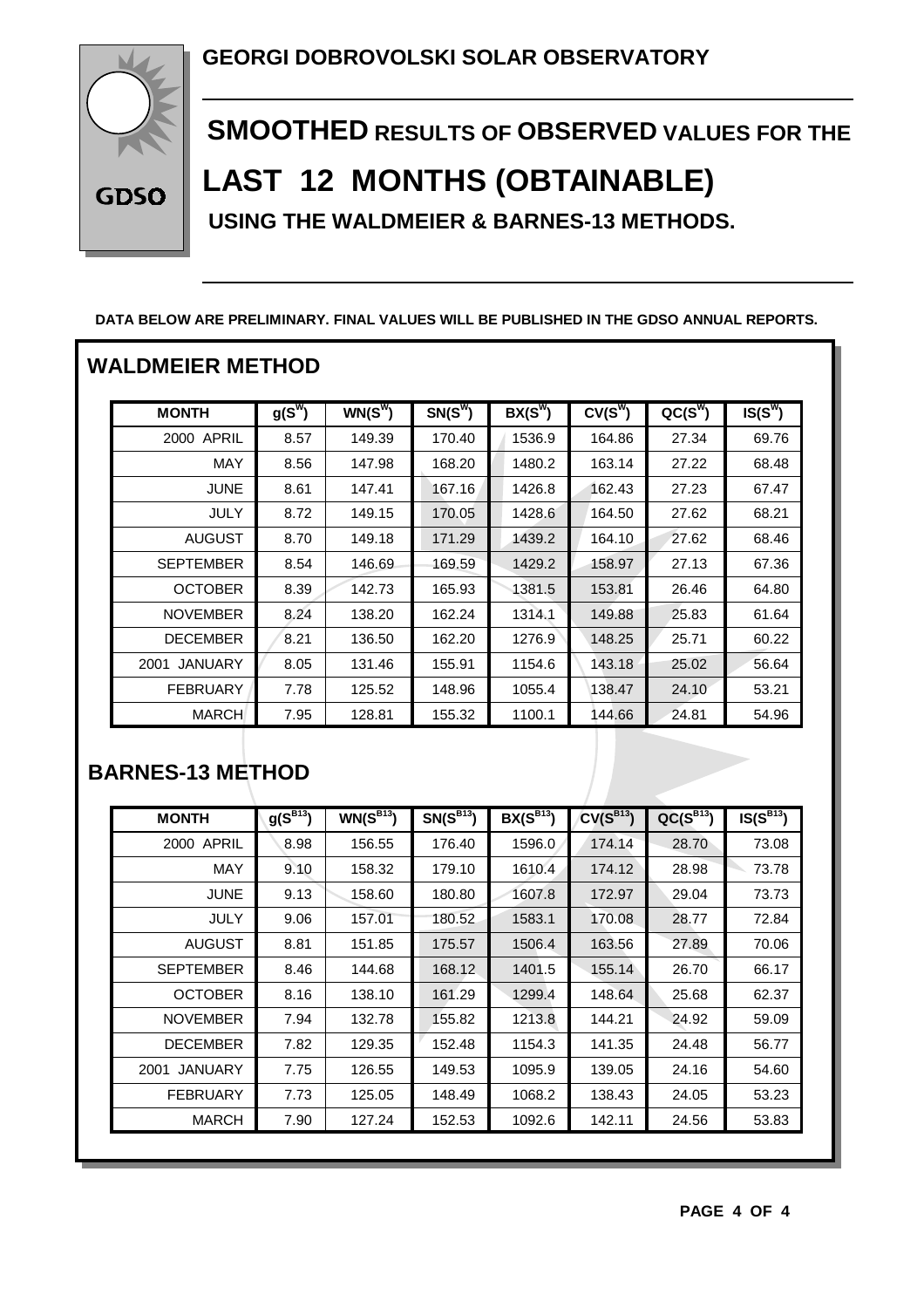**GEORGI DOBROVOLSKI SOLAR OBSERVATORY**

GDSO

# SMOOTHED RESULTS OF OBSERVED VALUES FOR THE LAST 12 MONTHS (OBTAINABLE)

## USING THE WALDMEIER & BARNES-13 METHODS.

**DATA BELOW ARE PRELIMINARY. FINAL VALUES WILL BE PUBLISHED IN THE GDSO ANNUAL REPORTS.**

## WALDMEIER METHOD

| MONTH | $g(S^W)$ | $WN(S^W)$ | $SN(S^W)$ | $BX(S^W)$ | $CV(S^W)$ | $QC(S^W)$ | $IS(S^W)$ |
|---|---|---|---|---|---|---|---|
| 2000 APRIL | 8.57 | 149.39 | 170.40 | 1536.9 | 164.86 | 27.34 | 69.76 |
| MAY | 8.56 | 147.98 | 168.20 | 1480.2 | 163.14 | 27.22 | 68.48 |
| JUNE | 8.61 | 147.41 | 167.16 | 1426.8 | 162.43 | 27.23 | 67.47 |
| JULY | 8.72 | 149.15 | 170.05 | 1428.6 | 164.50 | 27.62 | 68.21 |
| AUGUST | 8.70 | 149.18 | 171.29 | 1439.2 | 164.10 | 27.62 | 68.46 |
| SEPTEMBER | 8.54 | 146.69 | 169.59 | 1429.2 | 158.97 | 27.13 | 67.36 |
| OCTOBER | 8.39 | 142.73 | 165.93 | 1381.5 | 153.81 | 26.46 | 64.80 |
| NOVEMBER | 8.24 | 138.20 | 162.24 | 1314.1 | 149.88 | 25.83 | 61.64 |
| DECEMBER | 8.21 | 136.50 | 162.20 | 1276.9 | 148.25 | 25.71 | 60.22 |
| 2001 JANUARY | 8.05 | 131.46 | 155.91 | 1154.6 | 143.18 | 25.02 | 56.64 |
| FEBRUARY | 7.78 | 125.52 | 148.96 | 1055.4 | 138.47 | 24.10 | 53.21 |
| MARCH | 7.95 | 128.81 | 155.32 | 1100.1 | 144.66 | 24.81 | 54.96 |

## BARNES-13 METHOD

| MONTH | $g(S^{B13})$ | $WN(S^{B13})$ | $SN(S^{B13})$ | $BX(S^{B13})$ | $CV(S^{B13})$ | $QC(S^{B13})$ | $IS(S^{B13})$ |
|---|---|---|---|---|---|---|---|
| 2000 APRIL | 8.98 | 156.55 | 176.40 | 1596.0 | 174.14 | 28.70 | 73.08 |
| MAY | 9.10 | 158.32 | 179.10 | 1610.4 | 174.12 | 28.98 | 73.78 |
| JUNE | 9.13 | 158.60 | 180.80 | 1607.8 | 172.97 | 29.04 | 73.73 |
| JULY | 9.06 | 157.01 | 180.52 | 1583.1 | 170.08 | 28.77 | 72.84 |
| AUGUST | 8.81 | 151.85 | 175.57 | 1506.4 | 163.56 | 27.89 | 70.06 |
| SEPTEMBER | 8.46 | 144.68 | 168.12 | 1401.5 | 155.14 | 26.70 | 66.17 |
| OCTOBER | 8.16 | 138.10 | 161.29 | 1299.4 | 148.64 | 25.68 | 62.37 |
| NOVEMBER | 7.94 | 132.78 | 155.82 | 1213.8 | 144.21 | 24.92 | 59.09 |
| DECEMBER | 7.82 | 129.35 | 152.48 | 1154.3 | 141.35 | 24.48 | 56.77 |
| 2001 JANUARY | 7.75 | 126.55 | 149.53 | 1095.9 | 139.05 | 24.16 | 54.60 |
| FEBRUARY | 7.73 | 125.05 | 148.49 | 1068.2 | 138.43 | 24.05 | 53.23 |
| MARCH | 7.90 | 127.24 | 152.53 | 1092.6 | 142.11 | 24.56 | 53.83 |